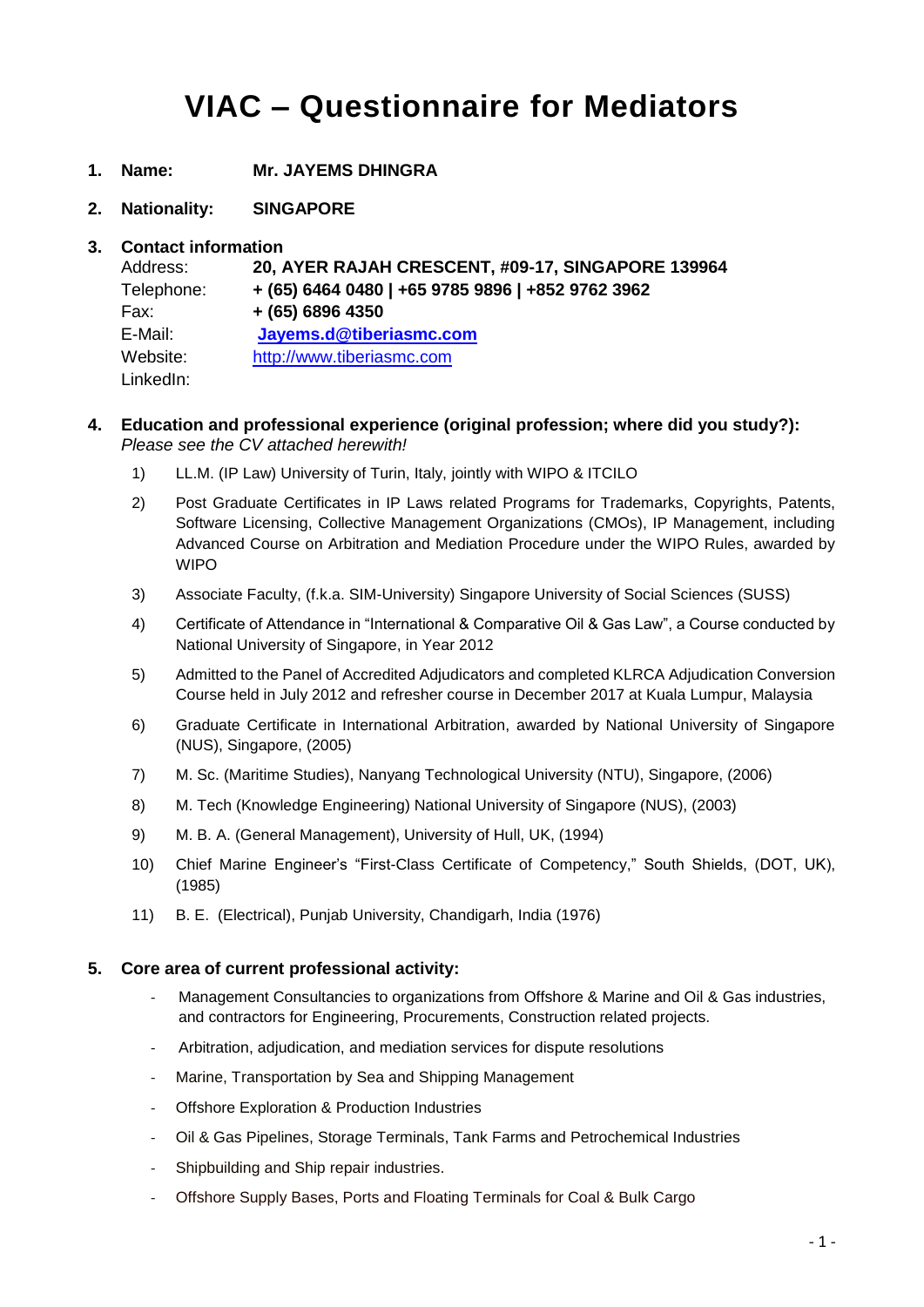# VIAC – Questionnaire for Mediators

1. **Name:** **Mr. JAYEMS DHINGRA**

2. **Nationality:** **SINGAPORE**

3. **Contact information**

   Address: **20, AYER RAJAH CRESCENT, #09-17, SINGAPORE 139964**
   Telephone: **+ (65) 6464 0480 | +65 9785 9896 | +852 9762 3962**
   Fax: **+ (65) 6896 4350**
   E-Mail: **Jayems.d@tiberiasmc.com**
   Website: http://www.tiberiasmc.com
   LinkedIn:

4. **Education and professional experience (original profession; where did you study?):**
   *Please see the CV attached herewith!*

   1) LL.M. (IP Law) University of Turin, Italy, jointly with WIPO & ITCILO
   2) Post Graduate Certificates in IP Laws related Programs for Trademarks, Copyrights, Patents, Software Licensing, Collective Management Organizations (CMOs), IP Management, including Advanced Course on Arbitration and Mediation Procedure under the WIPO Rules, awarded by WIPO
   3) Associate Faculty, (f.k.a. SIM-University) Singapore University of Social Sciences (SUSS)
   4) Certificate of Attendance in "International & Comparative Oil & Gas Law", a Course conducted by National University of Singapore, in Year 2012
   5) Admitted to the Panel of Accredited Adjudicators and completed KLRCA Adjudication Conversion Course held in July 2012 and refresher course in December 2017 at Kuala Lumpur, Malaysia
   6) Graduate Certificate in International Arbitration, awarded by National University of Singapore (NUS), Singapore, (2005)
   7) M. Sc. (Maritime Studies), Nanyang Technological University (NTU), Singapore, (2006)
   8) M. Tech (Knowledge Engineering) National University of Singapore (NUS), (2003)
   9) M. B. A. (General Management), University of Hull, UK, (1994)
   10) Chief Marine Engineer's "First-Class Certificate of Competency," South Shields, (DOT, UK), (1985)
   11) B. E. (Electrical), Punjab University, Chandigarh, India (1976)

5. **Core area of current professional activity:**

   - Management Consultancies to organizations from Offshore & Marine and Oil & Gas industries, and contractors for Engineering, Procurements, Construction related projects.
   - Arbitration, adjudication, and mediation services for dispute resolutions
   - Marine, Transportation by Sea and Shipping Management
   - Offshore Exploration & Production Industries
   - Oil & Gas Pipelines, Storage Terminals, Tank Farms and Petrochemical Industries
   - Shipbuilding and Ship repair industries.
   - Offshore Supply Bases, Ports and Floating Terminals for Coal & Bulk Cargo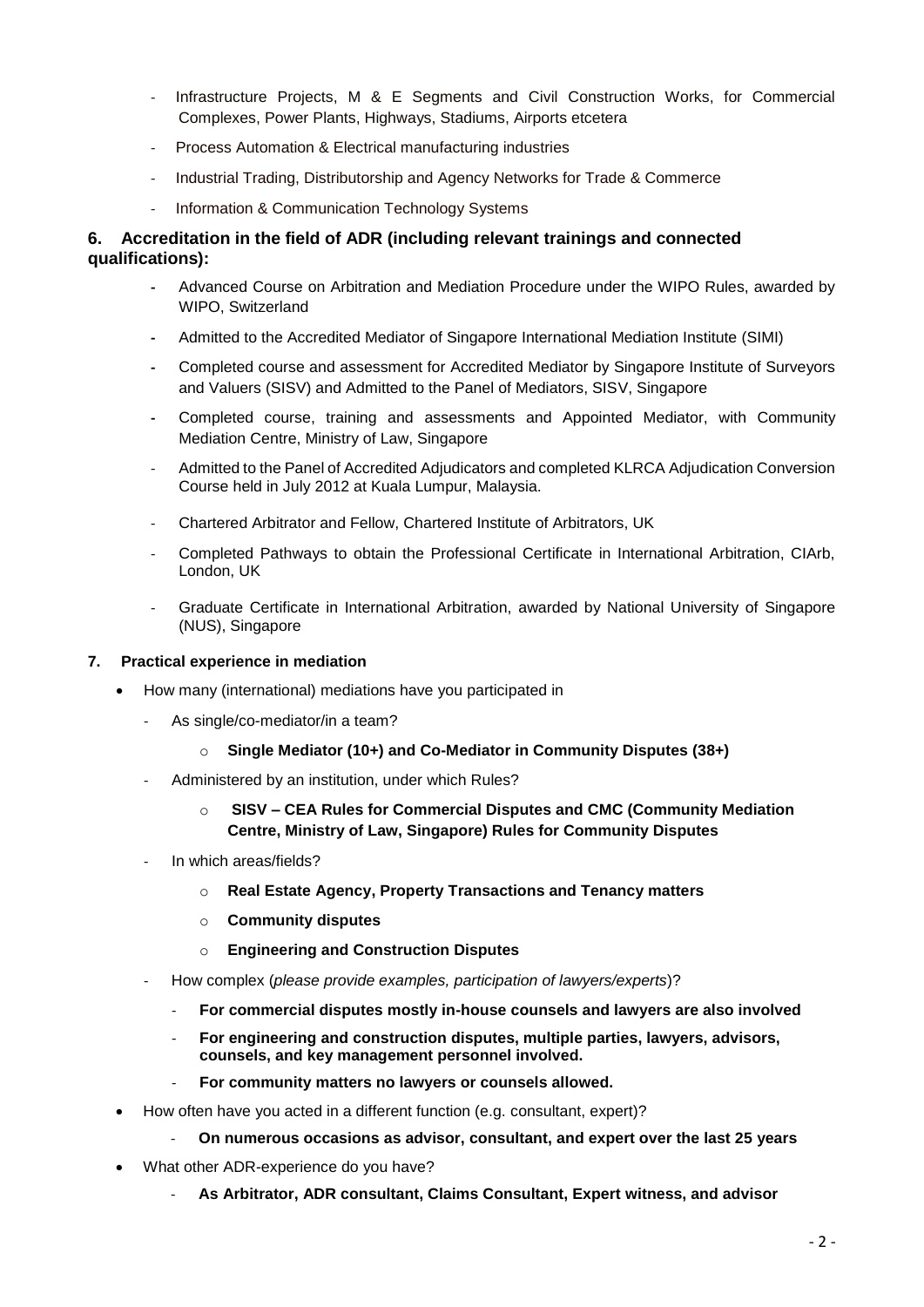- Infrastructure Projects, M & E Segments and Civil Construction Works, for Commercial Complexes, Power Plants, Highways, Stadiums, Airports etcetera
- Process Automation & Electrical manufacturing industries
- Industrial Trading, Distributorship and Agency Networks for Trade & Commerce
- Information & Communication Technology Systems

## 6. Accreditation in the field of ADR (including relevant trainings and connected qualifications):

- Advanced Course on Arbitration and Mediation Procedure under the WIPO Rules, awarded by WIPO, Switzerland
- Admitted to the Accredited Mediator of Singapore International Mediation Institute (SIMI)
- Completed course and assessment for Accredited Mediator by Singapore Institute of Surveyors and Valuers (SISV) and Admitted to the Panel of Mediators, SISV, Singapore
- Completed course, training and assessments and Appointed Mediator, with Community Mediation Centre, Ministry of Law, Singapore
- Admitted to the Panel of Accredited Adjudicators and completed KLRCA Adjudication Conversion Course held in July 2012 at Kuala Lumpur, Malaysia.
- Chartered Arbitrator and Fellow, Chartered Institute of Arbitrators, UK
- Completed Pathways to obtain the Professional Certificate in International Arbitration, CIArb, London, UK
- Graduate Certificate in International Arbitration, awarded by National University of Singapore (NUS), Singapore

## 7. Practical experience in mediation

- How many (international) mediations have you participated in
  - As single/co-mediator/in a team?
    - **Single Mediator (10+) and Co-Mediator in Community Disputes (38+)**
  - Administered by an institution, under which Rules?
    - **SISV – CEA Rules for Commercial Disputes and CMC (Community Mediation Centre, Ministry of Law, Singapore) Rules for Community Disputes**
  - In which areas/fields?
    - **Real Estate Agency, Property Transactions and Tenancy matters**
    - **Community disputes**
    - **Engineering and Construction Disputes**
  - How complex (*please provide examples, participation of lawyers/experts*)?
    - **For commercial disputes mostly in-house counsels and lawyers are also involved**
    - **For engineering and construction disputes, multiple parties, lawyers, advisors, counsels, and key management personnel involved.**
    - **For community matters no lawyers or counsels allowed.**
- How often have you acted in a different function (e.g. consultant, expert)?
  - **On numerous occasions as advisor, consultant, and expert over the last 25 years**
- What other ADR-experience do you have?
  - **As Arbitrator, ADR consultant, Claims Consultant, Expert witness, and advisor**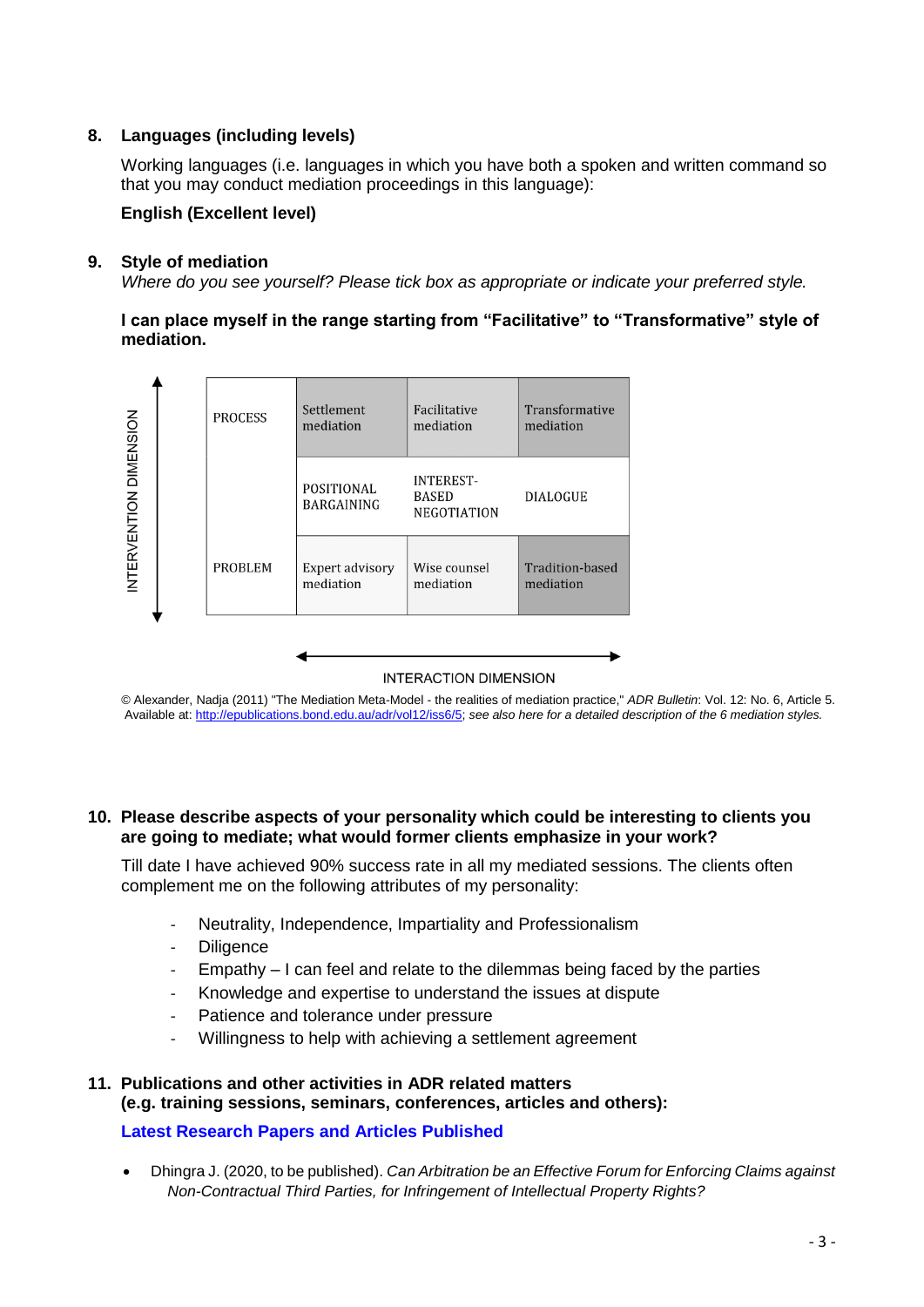## 8. Languages (including levels)

Working languages (i.e. languages in which you have both a spoken and written command so that you may conduct mediation proceedings in this language):

**English (Excellent level)**

## 9. Style of mediation

*Where do you see yourself? Please tick box as appropriate or indicate your preferred style.*

**I can place myself in the range starting from "Facilitative" to "Transformative" style of mediation.**

| INTERVENTION DIMENSION | | | |
|---|---|---|---|
| PROCESS | Settlement mediation | Facilitative mediation | Transformative mediation |
| | POSITIONAL BARGAINING | INTEREST-BASED NEGOTIATION | DIALOGUE |
| PROBLEM | Expert advisory mediation | Wise counsel mediation | Tradition-based mediation |

INTERACTION DIMENSION

© Alexander, Nadja (2011) "The Mediation Meta-Model - the realities of mediation practice," *ADR Bulletin*: Vol. 12: No. 6, Article 5. Available at: http://epublications.bond.edu.au/adr/vol12/iss6/5; *see also here for a detailed description of the 6 mediation styles.*

## 10. Please describe aspects of your personality which could be interesting to clients you are going to mediate; what would former clients emphasize in your work?

Till date I have achieved 90% success rate in all my mediated sessions. The clients often complement me on the following attributes of my personality:

- Neutrality, Independence, Impartiality and Professionalism
- Diligence
- Empathy – I can feel and relate to the dilemmas being faced by the parties
- Knowledge and expertise to understand the issues at dispute
- Patience and tolerance under pressure
- Willingness to help with achieving a settlement agreement

## 11. Publications and other activities in ADR related matters (e.g. training sessions, seminars, conferences, articles and others):

**Latest Research Papers and Articles Published**

- Dhingra J. (2020, to be published). *Can Arbitration be an Effective Forum for Enforcing Claims against Non-Contractual Third Parties, for Infringement of Intellectual Property Rights?*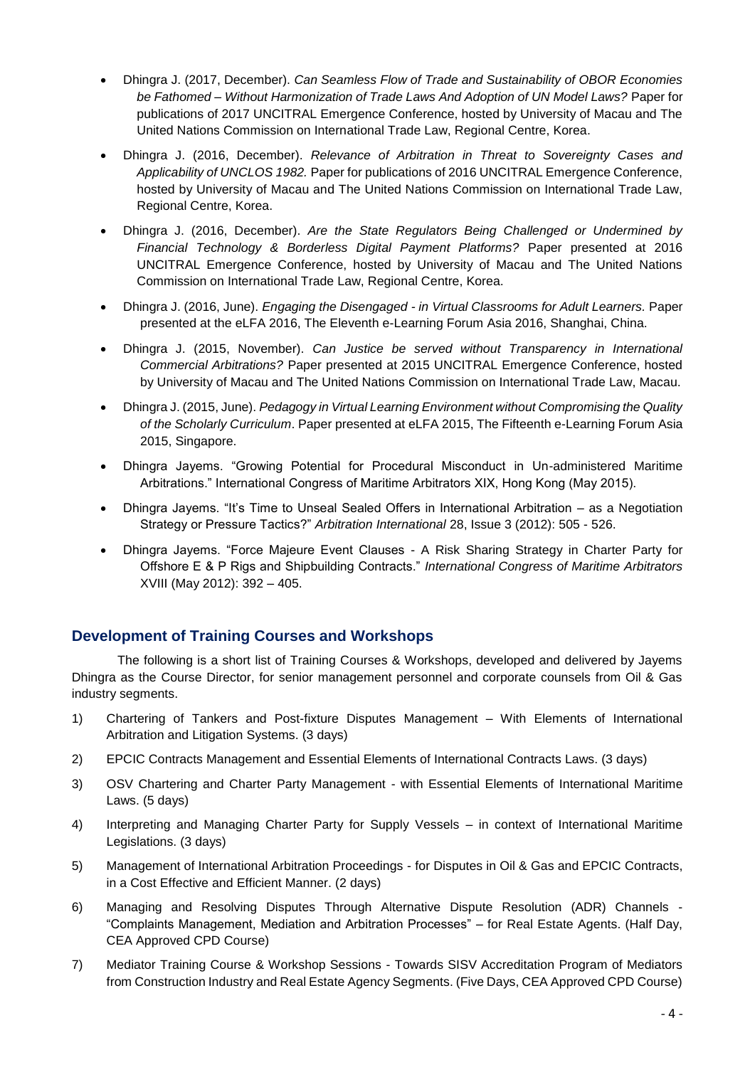- Dhingra J. (2017, December). *Can Seamless Flow of Trade and Sustainability of OBOR Economies be Fathomed – Without Harmonization of Trade Laws And Adoption of UN Model Laws?* Paper for publications of 2017 UNCITRAL Emergence Conference, hosted by University of Macau and The United Nations Commission on International Trade Law, Regional Centre, Korea.
- Dhingra J. (2016, December). *Relevance of Arbitration in Threat to Sovereignty Cases and Applicability of UNCLOS 1982.* Paper for publications of 2016 UNCITRAL Emergence Conference, hosted by University of Macau and The United Nations Commission on International Trade Law, Regional Centre, Korea.
- Dhingra J. (2016, December). *Are the State Regulators Being Challenged or Undermined by Financial Technology & Borderless Digital Payment Platforms?* Paper presented at 2016 UNCITRAL Emergence Conference, hosted by University of Macau and The United Nations Commission on International Trade Law, Regional Centre, Korea.
- Dhingra J. (2016, June). *Engaging the Disengaged - in Virtual Classrooms for Adult Learners.* Paper presented at the eLFA 2016, The Eleventh e-Learning Forum Asia 2016, Shanghai, China.
- Dhingra J. (2015, November). *Can Justice be served without Transparency in International Commercial Arbitrations?* Paper presented at 2015 UNCITRAL Emergence Conference, hosted by University of Macau and The United Nations Commission on International Trade Law, Macau.
- Dhingra J. (2015, June). *Pedagogy in Virtual Learning Environment without Compromising the Quality of the Scholarly Curriculum*. Paper presented at eLFA 2015, The Fifteenth e-Learning Forum Asia 2015, Singapore.
- Dhingra Jayems. "Growing Potential for Procedural Misconduct in Un-administered Maritime Arbitrations." International Congress of Maritime Arbitrators XIX, Hong Kong (May 2015).
- Dhingra Jayems. "It's Time to Unseal Sealed Offers in International Arbitration – as a Negotiation Strategy or Pressure Tactics?" *Arbitration International* 28, Issue 3 (2012): 505 - 526.
- Dhingra Jayems. "Force Majeure Event Clauses - A Risk Sharing Strategy in Charter Party for Offshore E & P Rigs and Shipbuilding Contracts." *International Congress of Maritime Arbitrators* XVIII (May 2012): 392 – 405.

## Development of Training Courses and Workshops

The following is a short list of Training Courses & Workshops, developed and delivered by Jayems Dhingra as the Course Director, for senior management personnel and corporate counsels from Oil & Gas industry segments.

1) Chartering of Tankers and Post-fixture Disputes Management – With Elements of International Arbitration and Litigation Systems. (3 days)
2) EPCIC Contracts Management and Essential Elements of International Contracts Laws. (3 days)
3) OSV Chartering and Charter Party Management - with Essential Elements of International Maritime Laws. (5 days)
4) Interpreting and Managing Charter Party for Supply Vessels – in context of International Maritime Legislations. (3 days)
5) Management of International Arbitration Proceedings - for Disputes in Oil & Gas and EPCIC Contracts, in a Cost Effective and Efficient Manner. (2 days)
6) Managing and Resolving Disputes Through Alternative Dispute Resolution (ADR) Channels - "Complaints Management, Mediation and Arbitration Processes" – for Real Estate Agents. (Half Day, CEA Approved CPD Course)
7) Mediator Training Course & Workshop Sessions - Towards SISV Accreditation Program of Mediators from Construction Industry and Real Estate Agency Segments. (Five Days, CEA Approved CPD Course)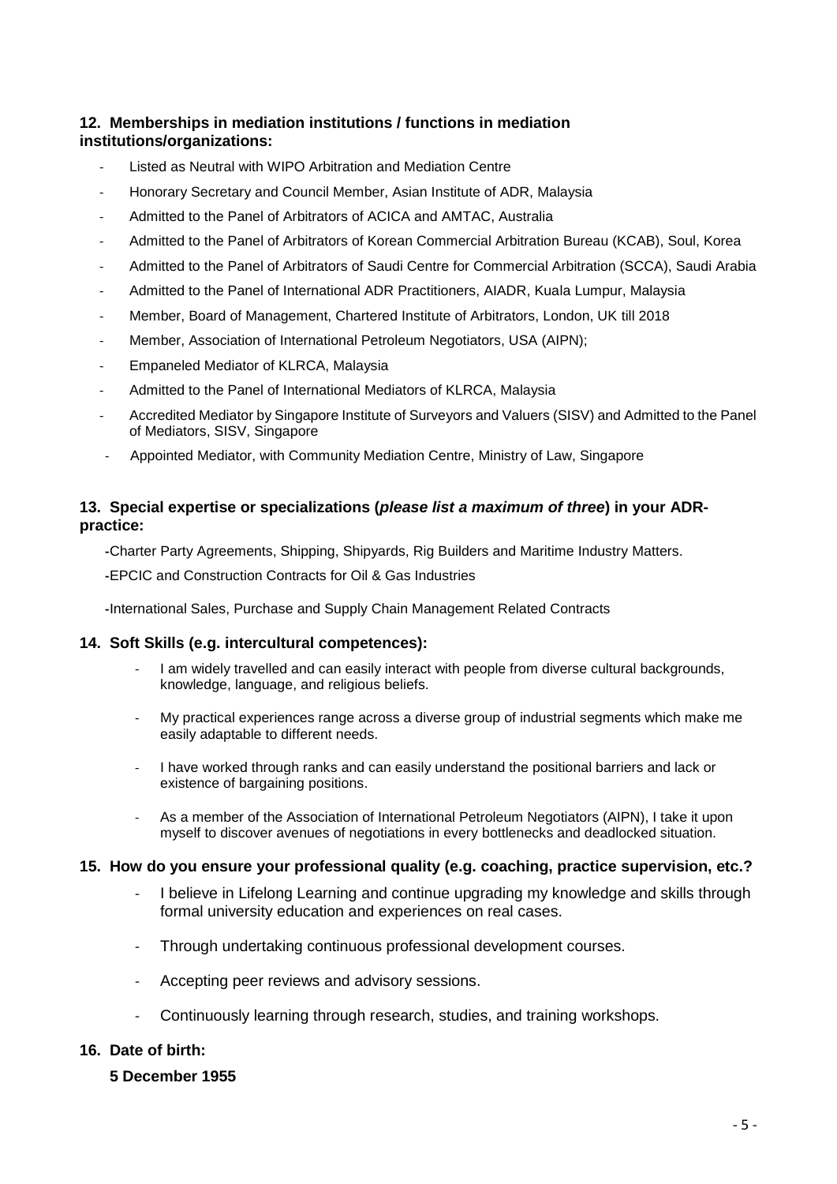## 12. Memberships in mediation institutions / functions in mediation institutions/organizations:

- Listed as Neutral with WIPO Arbitration and Mediation Centre
- Honorary Secretary and Council Member, Asian Institute of ADR, Malaysia
- Admitted to the Panel of Arbitrators of ACICA and AMTAC, Australia
- Admitted to the Panel of Arbitrators of Korean Commercial Arbitration Bureau (KCAB), Soul, Korea
- Admitted to the Panel of Arbitrators of Saudi Centre for Commercial Arbitration (SCCA), Saudi Arabia
- Admitted to the Panel of International ADR Practitioners, AIADR, Kuala Lumpur, Malaysia
- Member, Board of Management, Chartered Institute of Arbitrators, London, UK till 2018
- Member, Association of International Petroleum Negotiators, USA (AIPN);
- Empaneled Mediator of KLRCA, Malaysia
- Admitted to the Panel of International Mediators of KLRCA, Malaysia
- Accredited Mediator by Singapore Institute of Surveyors and Valuers (SISV) and Admitted to the Panel of Mediators, SISV, Singapore
- Appointed Mediator, with Community Mediation Centre, Ministry of Law, Singapore

## 13. Special expertise or specializations (*please list a maximum of three*) in your ADR-practice:

- Charter Party Agreements, Shipping, Shipyards, Rig Builders and Maritime Industry Matters.
- EPCIC and Construction Contracts for Oil & Gas Industries
- International Sales, Purchase and Supply Chain Management Related Contracts

## 14. Soft Skills (e.g. intercultural competences):

- I am widely travelled and can easily interact with people from diverse cultural backgrounds, knowledge, language, and religious beliefs.
- My practical experiences range across a diverse group of industrial segments which make me easily adaptable to different needs.
- I have worked through ranks and can easily understand the positional barriers and lack or existence of bargaining positions.
- As a member of the Association of International Petroleum Negotiators (AIPN), I take it upon myself to discover avenues of negotiations in every bottlenecks and deadlocked situation.

## 15. How do you ensure your professional quality (e.g. coaching, practice supervision, etc.?

- I believe in Lifelong Learning and continue upgrading my knowledge and skills through formal university education and experiences on real cases.
- Through undertaking continuous professional development courses.
- Accepting peer reviews and advisory sessions.
- Continuously learning through research, studies, and training workshops.

## 16. Date of birth:

**5 December 1955**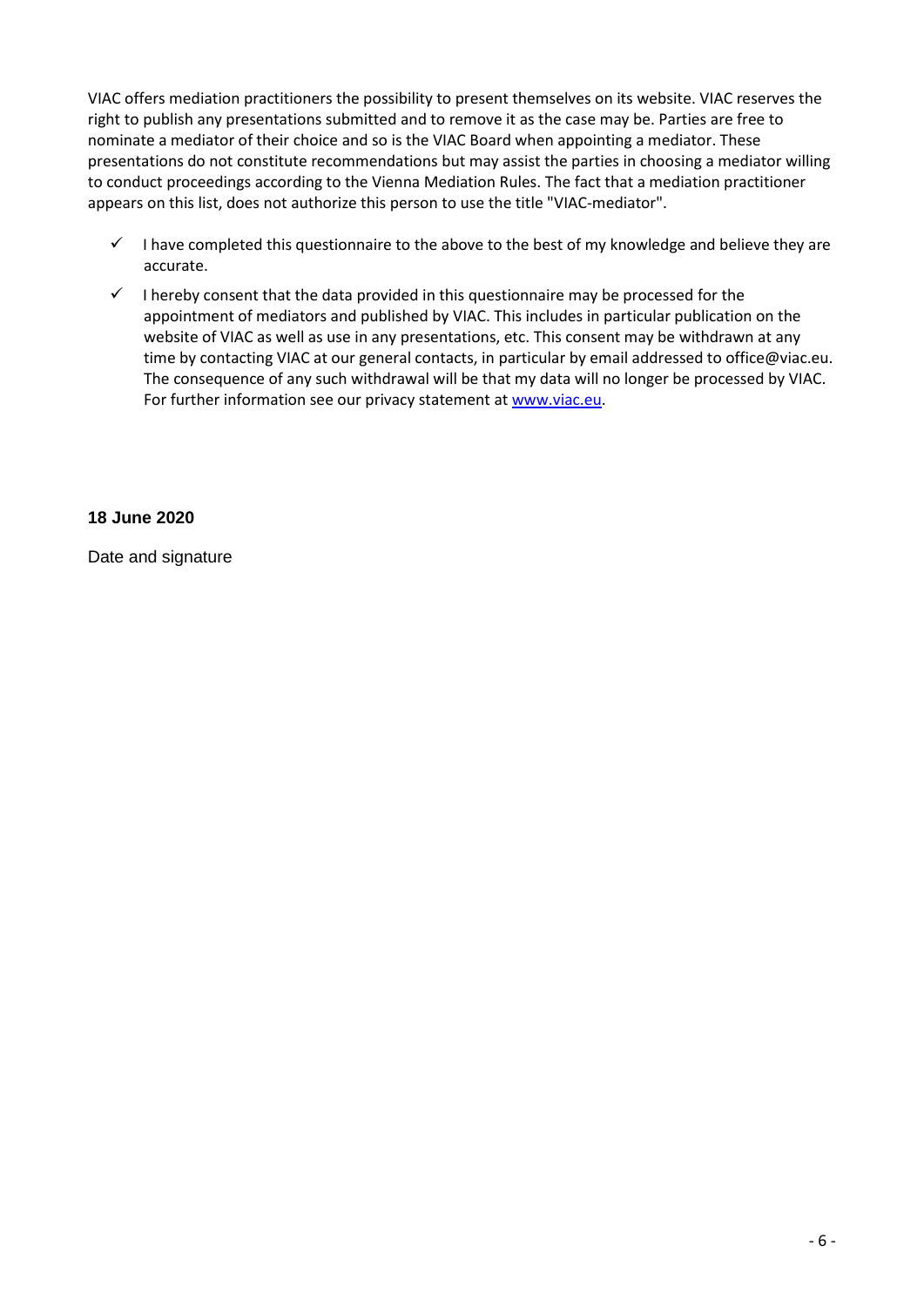VIAC offers mediation practitioners the possibility to present themselves on its website. VIAC reserves the right to publish any presentations submitted and to remove it as the case may be. Parties are free to nominate a mediator of their choice and so is the VIAC Board when appointing a mediator. These presentations do not constitute recommendations but may assist the parties in choosing a mediator willing to conduct proceedings according to the Vienna Mediation Rules. The fact that a mediation practitioner appears on this list, does not authorize this person to use the title "VIAC-mediator".

- ✓ I have completed this questionnaire to the above to the best of my knowledge and believe they are accurate.
- ✓ I hereby consent that the data provided in this questionnaire may be processed for the appointment of mediators and published by VIAC. This includes in particular publication on the website of VIAC as well as use in any presentations, etc. This consent may be withdrawn at any time by contacting VIAC at our general contacts, in particular by email addressed to office@viac.eu. The consequence of any such withdrawal will be that my data will no longer be processed by VIAC. For further information see our privacy statement at [www.viac.eu](http://www.viac.eu).

**18 June 2020**

Date and signature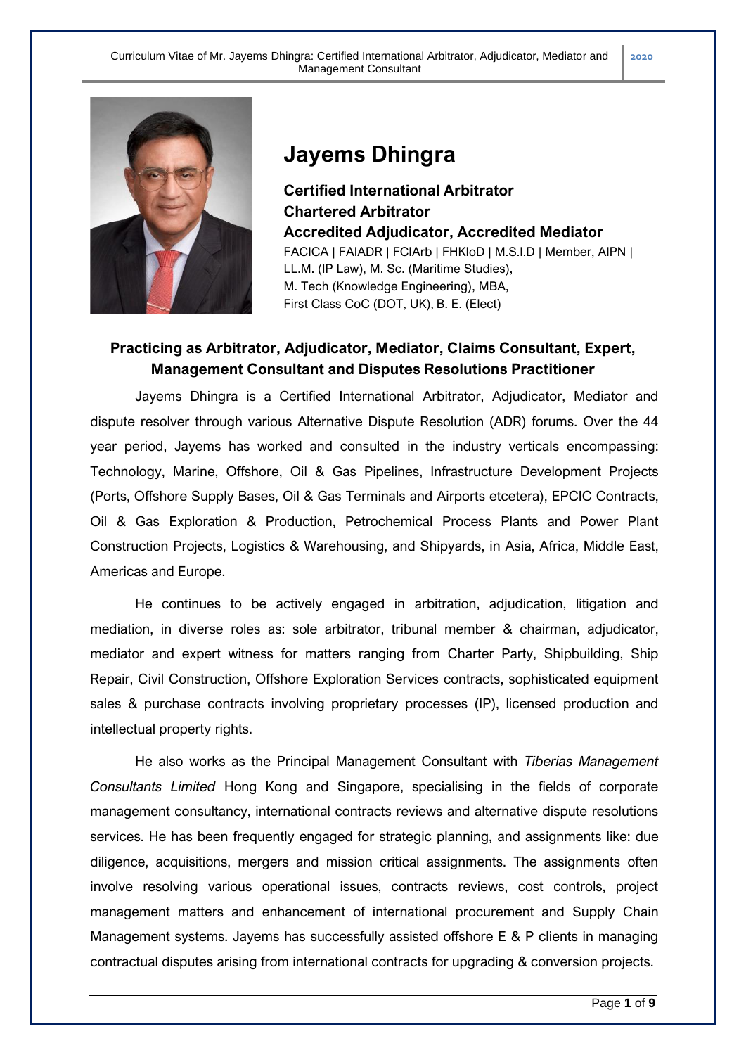# Jayems Dhingra

**Certified International Arbitrator**
**Chartered Arbitrator**
**Accredited Adjudicator, Accredited Mediator**

FACICA | FAIADR | FCIArb | FHKIoD | M.S.I.D | Member, AIPN |
LL.M. (IP Law), M. Sc. (Maritime Studies),
M. Tech (Knowledge Engineering), MBA,
First Class CoC (DOT, UK), B. E. (Elect)

## Practicing as Arbitrator, Adjudicator, Mediator, Claims Consultant, Expert, Management Consultant and Disputes Resolutions Practitioner

Jayems Dhingra is a Certified International Arbitrator, Adjudicator, Mediator and dispute resolver through various Alternative Dispute Resolution (ADR) forums. Over the 44 year period, Jayems has worked and consulted in the industry verticals encompassing: Technology, Marine, Offshore, Oil & Gas Pipelines, Infrastructure Development Projects (Ports, Offshore Supply Bases, Oil & Gas Terminals and Airports etcetera), EPCIC Contracts, Oil & Gas Exploration & Production, Petrochemical Process Plants and Power Plant Construction Projects, Logistics & Warehousing, and Shipyards, in Asia, Africa, Middle East, Americas and Europe.

He continues to be actively engaged in arbitration, adjudication, litigation and mediation, in diverse roles as: sole arbitrator, tribunal member & chairman, adjudicator, mediator and expert witness for matters ranging from Charter Party, Shipbuilding, Ship Repair, Civil Construction, Offshore Exploration Services contracts, sophisticated equipment sales & purchase contracts involving proprietary processes (IP), licensed production and intellectual property rights.

He also works as the Principal Management Consultant with *Tiberias Management Consultants Limited* Hong Kong and Singapore, specialising in the fields of corporate management consultancy, international contracts reviews and alternative dispute resolutions services. He has been frequently engaged for strategic planning, and assignments like: due diligence, acquisitions, mergers and mission critical assignments. The assignments often involve resolving various operational issues, contracts reviews, cost controls, project management matters and enhancement of international procurement and Supply Chain Management systems. Jayems has successfully assisted offshore E & P clients in managing contractual disputes arising from international contracts for upgrading & conversion projects.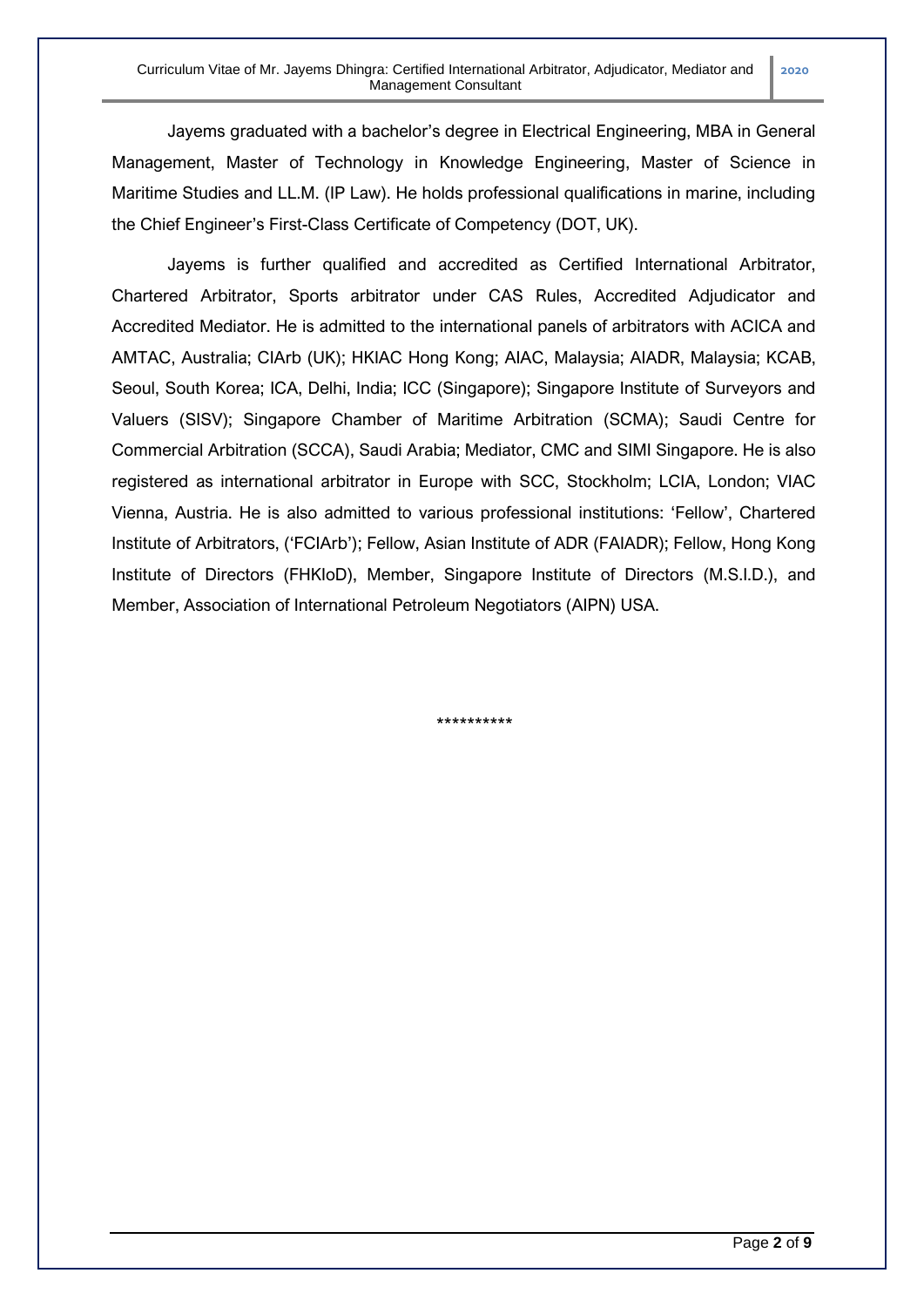Jayems graduated with a bachelor's degree in Electrical Engineering, MBA in General Management, Master of Technology in Knowledge Engineering, Master of Science in Maritime Studies and LL.M. (IP Law). He holds professional qualifications in marine, including the Chief Engineer's First-Class Certificate of Competency (DOT, UK).

Jayems is further qualified and accredited as Certified International Arbitrator, Chartered Arbitrator, Sports arbitrator under CAS Rules, Accredited Adjudicator and Accredited Mediator. He is admitted to the international panels of arbitrators with ACICA and AMTAC, Australia; CIArb (UK); HKIAC Hong Kong; AIAC, Malaysia; AIADR, Malaysia; KCAB, Seoul, South Korea; ICA, Delhi, India; ICC (Singapore); Singapore Institute of Surveyors and Valuers (SISV); Singapore Chamber of Maritime Arbitration (SCMA); Saudi Centre for Commercial Arbitration (SCCA), Saudi Arabia; Mediator, CMC and SIMI Singapore. He is also registered as international arbitrator in Europe with SCC, Stockholm; LCIA, London; VIAC Vienna, Austria. He is also admitted to various professional institutions: 'Fellow', Chartered Institute of Arbitrators, ('FCIArb'); Fellow, Asian Institute of ADR (FAIADR); Fellow, Hong Kong Institute of Directors (FHKIoD), Member, Singapore Institute of Directors (M.S.I.D.), and Member, Association of International Petroleum Negotiators (AIPN) USA.

**********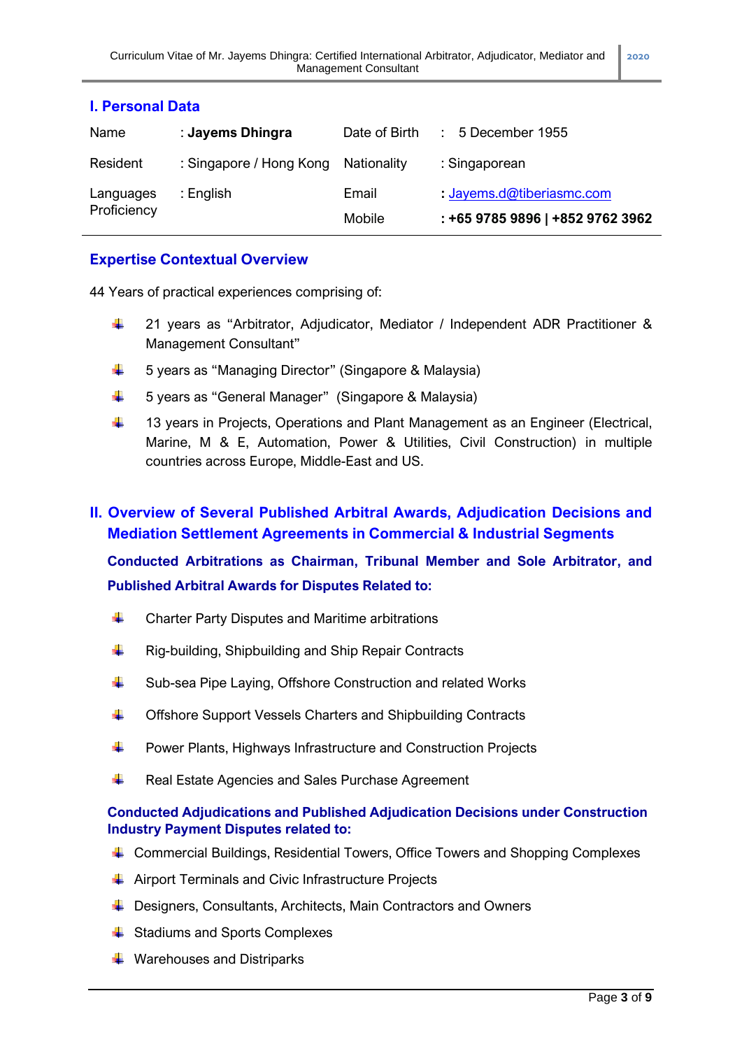## I. Personal Data

| Name | : **Jayems Dhingra** | Date of Birth | : 5 December 1955 |
|---|---|---|---|
| Resident | : Singapore / Hong Kong | Nationality | : Singaporean |
| Languages Proficiency | : English | Email | : Jayems.d@tiberiasmc.com |
| | | Mobile | **: +65 9785 9896 \| +852 9762 3962** |

## Expertise Contextual Overview

44 Years of practical experiences comprising of:

- 21 years as "Arbitrator, Adjudicator, Mediator / Independent ADR Practitioner & Management Consultant"
- 5 years as "Managing Director" (Singapore & Malaysia)
- 5 years as "General Manager" (Singapore & Malaysia)
- 13 years in Projects, Operations and Plant Management as an Engineer (Electrical, Marine, M & E, Automation, Power & Utilities, Civil Construction) in multiple countries across Europe, Middle-East and US.

## II. Overview of Several Published Arbitral Awards, Adjudication Decisions and Mediation Settlement Agreements in Commercial & Industrial Segments

### Conducted Arbitrations as Chairman, Tribunal Member and Sole Arbitrator, and Published Arbitral Awards for Disputes Related to:

- Charter Party Disputes and Maritime arbitrations
- Rig-building, Shipbuilding and Ship Repair Contracts
- Sub-sea Pipe Laying, Offshore Construction and related Works
- Offshore Support Vessels Charters and Shipbuilding Contracts
- Power Plants, Highways Infrastructure and Construction Projects
- Real Estate Agencies and Sales Purchase Agreement

### Conducted Adjudications and Published Adjudication Decisions under Construction Industry Payment Disputes related to:

- Commercial Buildings, Residential Towers, Office Towers and Shopping Complexes
- Airport Terminals and Civic Infrastructure Projects
- Designers, Consultants, Architects, Main Contractors and Owners
- Stadiums and Sports Complexes
- Warehouses and Distriparks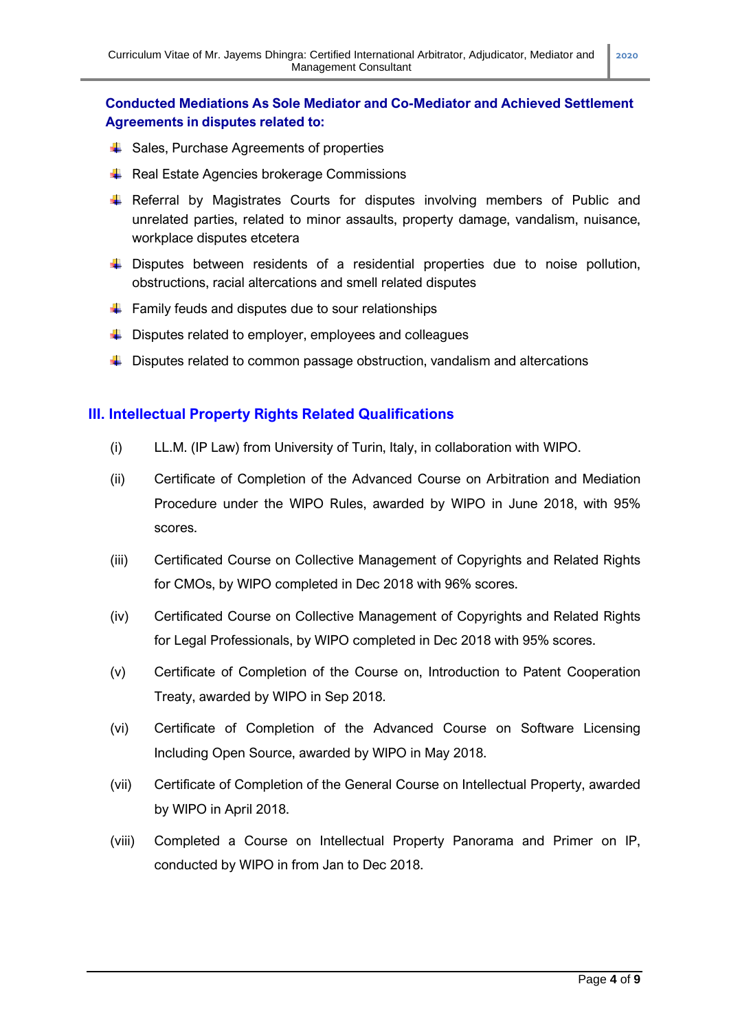**Conducted Mediations As Sole Mediator and Co-Mediator and Achieved Settlement Agreements in disputes related to:**

- Sales, Purchase Agreements of properties
- Real Estate Agencies brokerage Commissions
- Referral by Magistrates Courts for disputes involving members of Public and unrelated parties, related to minor assaults, property damage, vandalism, nuisance, workplace disputes etcetera
- Disputes between residents of a residential properties due to noise pollution, obstructions, racial altercations and smell related disputes
- Family feuds and disputes due to sour relationships
- Disputes related to employer, employees and colleagues
- Disputes related to common passage obstruction, vandalism and altercations

## III. Intellectual Property Rights Related Qualifications

(i) LL.M. (IP Law) from University of Turin, Italy, in collaboration with WIPO.

(ii) Certificate of Completion of the Advanced Course on Arbitration and Mediation Procedure under the WIPO Rules, awarded by WIPO in June 2018, with 95% scores.

(iii) Certificated Course on Collective Management of Copyrights and Related Rights for CMOs, by WIPO completed in Dec 2018 with 96% scores.

(iv) Certificated Course on Collective Management of Copyrights and Related Rights for Legal Professionals, by WIPO completed in Dec 2018 with 95% scores.

(v) Certificate of Completion of the Course on, Introduction to Patent Cooperation Treaty, awarded by WIPO in Sep 2018.

(vi) Certificate of Completion of the Advanced Course on Software Licensing Including Open Source, awarded by WIPO in May 2018.

(vii) Certificate of Completion of the General Course on Intellectual Property, awarded by WIPO in April 2018.

(viii) Completed a Course on Intellectual Property Panorama and Primer on IP, conducted by WIPO in from Jan to Dec 2018.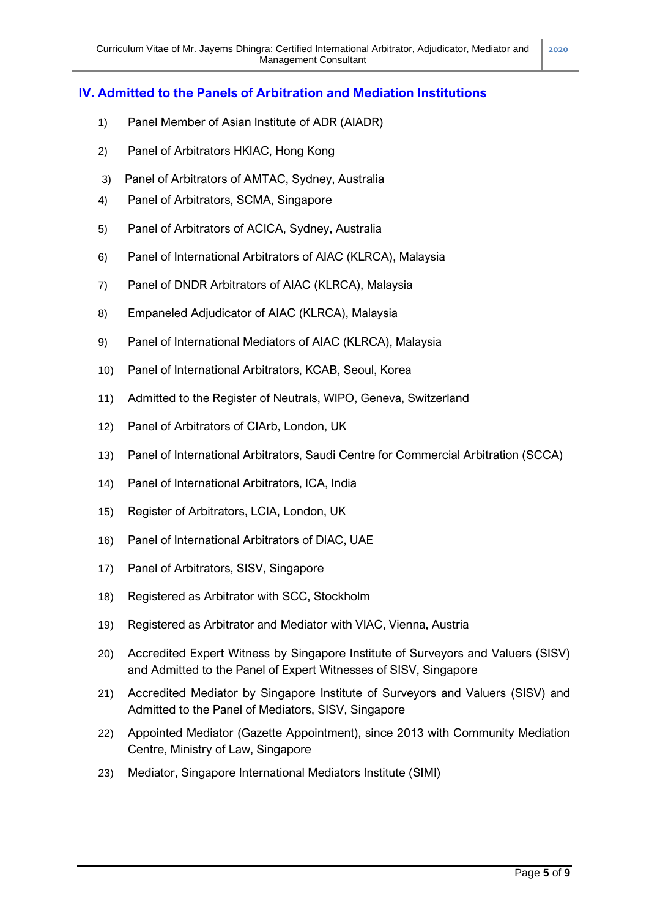## IV. Admitted to the Panels of Arbitration and Mediation Institutions

1) Panel Member of Asian Institute of ADR (AIADR)
2) Panel of Arbitrators HKIAC, Hong Kong
3) Panel of Arbitrators of AMTAC, Sydney, Australia
4) Panel of Arbitrators, SCMA, Singapore
5) Panel of Arbitrators of ACICA, Sydney, Australia
6) Panel of International Arbitrators of AIAC (KLRCA), Malaysia
7) Panel of DNDR Arbitrators of AIAC (KLRCA), Malaysia
8) Empaneled Adjudicator of AIAC (KLRCA), Malaysia
9) Panel of International Mediators of AIAC (KLRCA), Malaysia
10) Panel of International Arbitrators, KCAB, Seoul, Korea
11) Admitted to the Register of Neutrals, WIPO, Geneva, Switzerland
12) Panel of Arbitrators of CIArb, London, UK
13) Panel of International Arbitrators, Saudi Centre for Commercial Arbitration (SCCA)
14) Panel of International Arbitrators, ICA, India
15) Register of Arbitrators, LCIA, London, UK
16) Panel of International Arbitrators of DIAC, UAE
17) Panel of Arbitrators, SISV, Singapore
18) Registered as Arbitrator with SCC, Stockholm
19) Registered as Arbitrator and Mediator with VIAC, Vienna, Austria
20) Accredited Expert Witness by Singapore Institute of Surveyors and Valuers (SISV) and Admitted to the Panel of Expert Witnesses of SISV, Singapore
21) Accredited Mediator by Singapore Institute of Surveyors and Valuers (SISV) and Admitted to the Panel of Mediators, SISV, Singapore
22) Appointed Mediator (Gazette Appointment), since 2013 with Community Mediation Centre, Ministry of Law, Singapore
23) Mediator, Singapore International Mediators Institute (SIMI)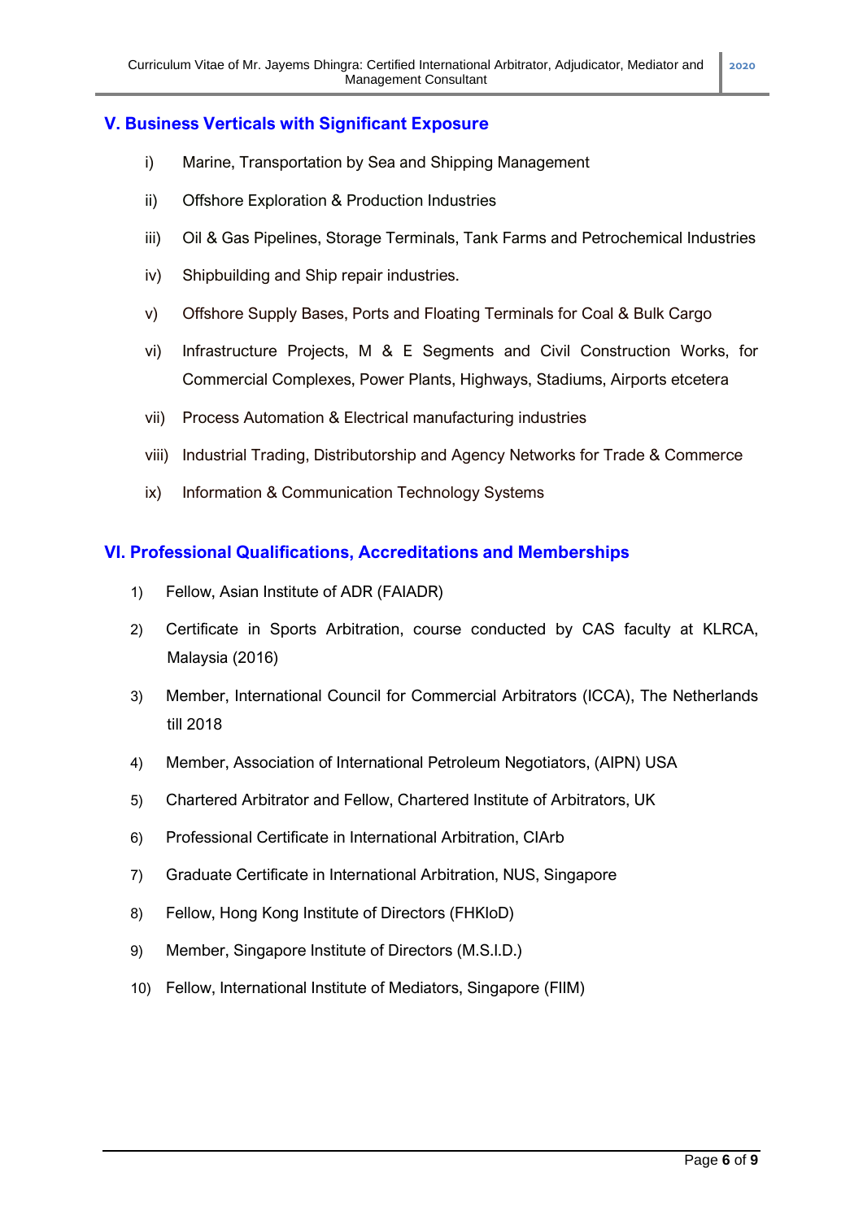## V. Business Verticals with Significant Exposure

i) Marine, Transportation by Sea and Shipping Management

ii) Offshore Exploration & Production Industries

iii) Oil & Gas Pipelines, Storage Terminals, Tank Farms and Petrochemical Industries

iv) Shipbuilding and Ship repair industries.

v) Offshore Supply Bases, Ports and Floating Terminals for Coal & Bulk Cargo

vi) Infrastructure Projects, M & E Segments and Civil Construction Works, for Commercial Complexes, Power Plants, Highways, Stadiums, Airports etcetera

vii) Process Automation & Electrical manufacturing industries

viii) Industrial Trading, Distributorship and Agency Networks for Trade & Commerce

ix) Information & Communication Technology Systems

## VI. Professional Qualifications, Accreditations and Memberships

1) Fellow, Asian Institute of ADR (FAIADR)

2) Certificate in Sports Arbitration, course conducted by CAS faculty at KLRCA, Malaysia (2016)

3) Member, International Council for Commercial Arbitrators (ICCA), The Netherlands till 2018

4) Member, Association of International Petroleum Negotiators, (AIPN) USA

5) Chartered Arbitrator and Fellow, Chartered Institute of Arbitrators, UK

6) Professional Certificate in International Arbitration, CIArb

7) Graduate Certificate in International Arbitration, NUS, Singapore

8) Fellow, Hong Kong Institute of Directors (FHKIoD)

9) Member, Singapore Institute of Directors (M.S.I.D.)

10) Fellow, International Institute of Mediators, Singapore (FIIM)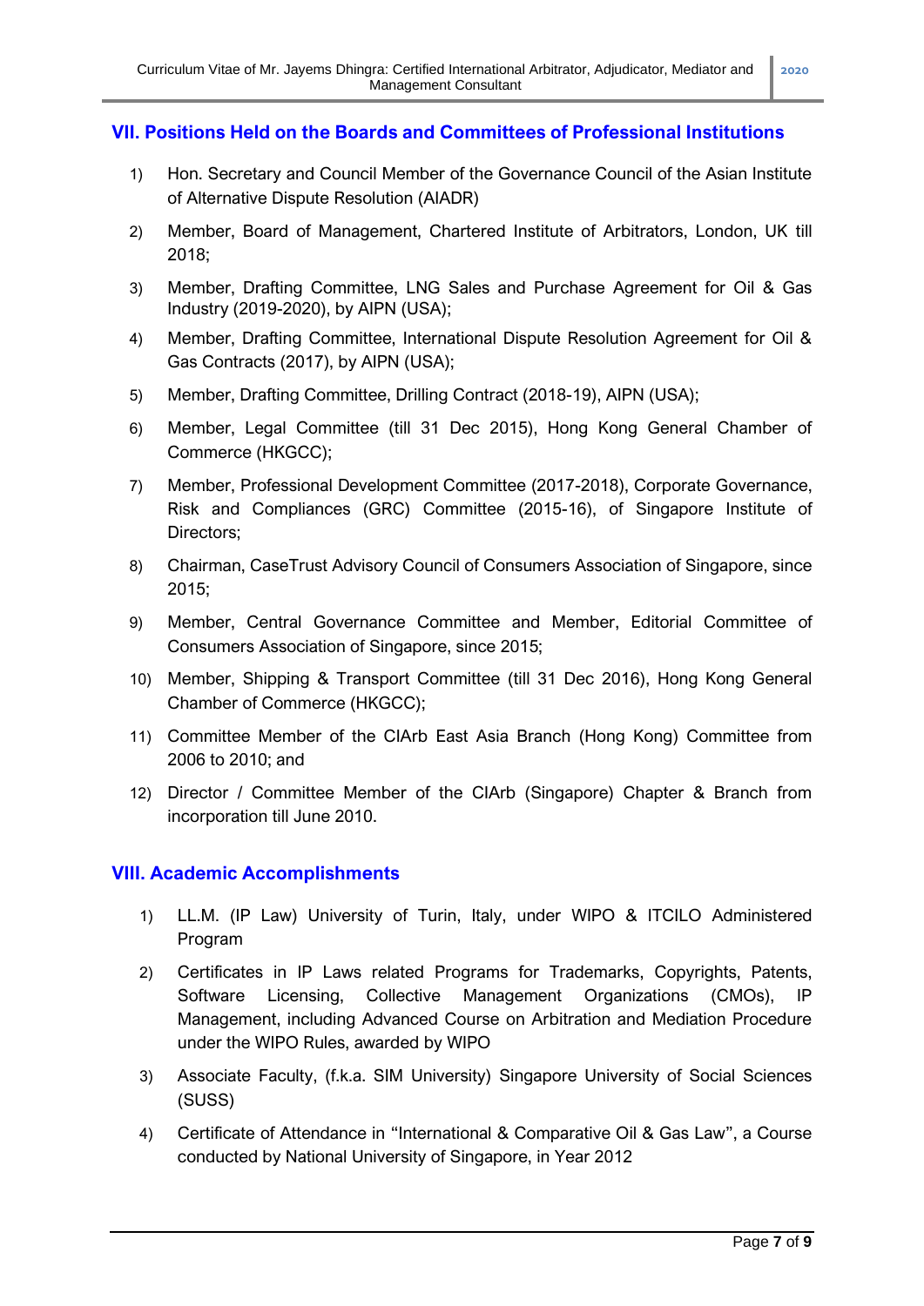## VII. Positions Held on the Boards and Committees of Professional Institutions

1) Hon. Secretary and Council Member of the Governance Council of the Asian Institute of Alternative Dispute Resolution (AIADR)
2) Member, Board of Management, Chartered Institute of Arbitrators, London, UK till 2018;
3) Member, Drafting Committee, LNG Sales and Purchase Agreement for Oil & Gas Industry (2019-2020), by AIPN (USA);
4) Member, Drafting Committee, International Dispute Resolution Agreement for Oil & Gas Contracts (2017), by AIPN (USA);
5) Member, Drafting Committee, Drilling Contract (2018-19), AIPN (USA);
6) Member, Legal Committee (till 31 Dec 2015), Hong Kong General Chamber of Commerce (HKGCC);
7) Member, Professional Development Committee (2017-2018), Corporate Governance, Risk and Compliances (GRC) Committee (2015-16), of Singapore Institute of Directors;
8) Chairman, CaseTrust Advisory Council of Consumers Association of Singapore, since 2015;
9) Member, Central Governance Committee and Member, Editorial Committee of Consumers Association of Singapore, since 2015;
10) Member, Shipping & Transport Committee (till 31 Dec 2016), Hong Kong General Chamber of Commerce (HKGCC);
11) Committee Member of the CIArb East Asia Branch (Hong Kong) Committee from 2006 to 2010; and
12) Director / Committee Member of the CIArb (Singapore) Chapter & Branch from incorporation till June 2010.

## VIII. Academic Accomplishments

1) LL.M. (IP Law) University of Turin, Italy, under WIPO & ITCILO Administered Program
2) Certificates in IP Laws related Programs for Trademarks, Copyrights, Patents, Software Licensing, Collective Management Organizations (CMOs), IP Management, including Advanced Course on Arbitration and Mediation Procedure under the WIPO Rules, awarded by WIPO
3) Associate Faculty, (f.k.a. SIM University) Singapore University of Social Sciences (SUSS)
4) Certificate of Attendance in "International & Comparative Oil & Gas Law", a Course conducted by National University of Singapore, in Year 2012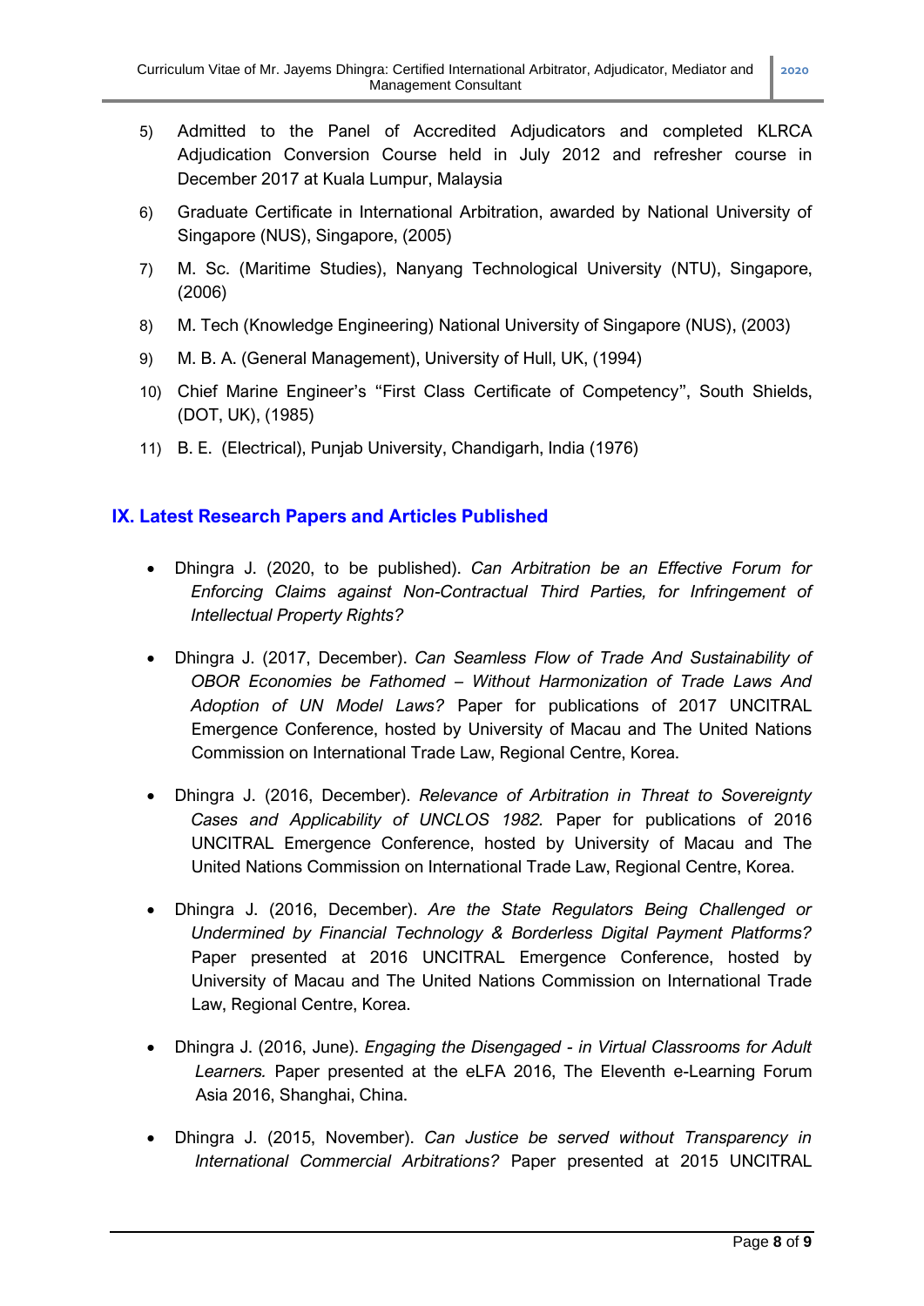5) Admitted to the Panel of Accredited Adjudicators and completed KLRCA Adjudication Conversion Course held in July 2012 and refresher course in December 2017 at Kuala Lumpur, Malaysia

6) Graduate Certificate in International Arbitration, awarded by National University of Singapore (NUS), Singapore, (2005)

7) M. Sc. (Maritime Studies), Nanyang Technological University (NTU), Singapore, (2006)

8) M. Tech (Knowledge Engineering) National University of Singapore (NUS), (2003)

9) M. B. A. (General Management), University of Hull, UK, (1994)

10) Chief Marine Engineer's "First Class Certificate of Competency", South Shields, (DOT, UK), (1985)

11) B. E. (Electrical), Punjab University, Chandigarh, India (1976)

## IX. Latest Research Papers and Articles Published

- Dhingra J. (2020, to be published). *Can Arbitration be an Effective Forum for Enforcing Claims against Non-Contractual Third Parties, for Infringement of Intellectual Property Rights?*

- Dhingra J. (2017, December). *Can Seamless Flow of Trade And Sustainability of OBOR Economies be Fathomed – Without Harmonization of Trade Laws And Adoption of UN Model Laws?* Paper for publications of 2017 UNCITRAL Emergence Conference, hosted by University of Macau and The United Nations Commission on International Trade Law, Regional Centre, Korea.

- Dhingra J. (2016, December). *Relevance of Arbitration in Threat to Sovereignty Cases and Applicability of UNCLOS 1982.* Paper for publications of 2016 UNCITRAL Emergence Conference, hosted by University of Macau and The United Nations Commission on International Trade Law, Regional Centre, Korea.

- Dhingra J. (2016, December). *Are the State Regulators Being Challenged or Undermined by Financial Technology & Borderless Digital Payment Platforms?* Paper presented at 2016 UNCITRAL Emergence Conference, hosted by University of Macau and The United Nations Commission on International Trade Law, Regional Centre, Korea.

- Dhingra J. (2016, June). *Engaging the Disengaged - in Virtual Classrooms for Adult Learners.* Paper presented at the eLFA 2016, The Eleventh e-Learning Forum Asia 2016, Shanghai, China.

- Dhingra J. (2015, November). *Can Justice be served without Transparency in International Commercial Arbitrations?* Paper presented at 2015 UNCITRAL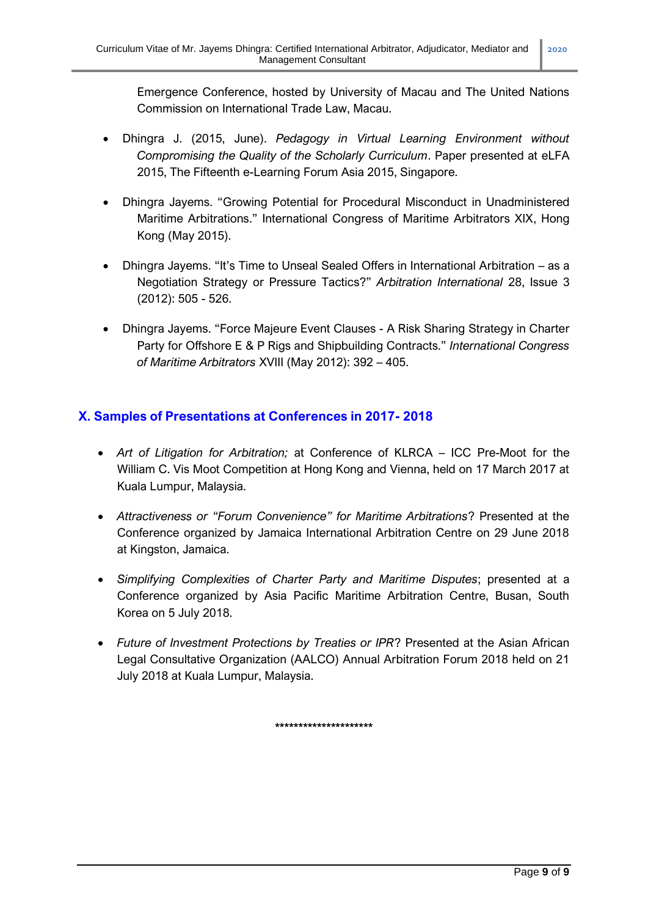Emergence Conference, hosted by University of Macau and The United Nations Commission on International Trade Law, Macau.

- Dhingra J. (2015, June). *Pedagogy in Virtual Learning Environment without Compromising the Quality of the Scholarly Curriculum*. Paper presented at eLFA 2015, The Fifteenth e-Learning Forum Asia 2015, Singapore.

- Dhingra Jayems. "Growing Potential for Procedural Misconduct in Unadministered Maritime Arbitrations." International Congress of Maritime Arbitrators XIX, Hong Kong (May 2015).

- Dhingra Jayems. "It's Time to Unseal Sealed Offers in International Arbitration – as a Negotiation Strategy or Pressure Tactics?" *Arbitration International* 28, Issue 3 (2012): 505 - 526.

- Dhingra Jayems. "Force Majeure Event Clauses - A Risk Sharing Strategy in Charter Party for Offshore E & P Rigs and Shipbuilding Contracts." *International Congress of Maritime Arbitrators* XVIII (May 2012): 392 – 405.

## X. Samples of Presentations at Conferences in 2017- 2018

- *Art of Litigation for Arbitration;* at Conference of KLRCA – ICC Pre-Moot for the William C. Vis Moot Competition at Hong Kong and Vienna, held on 17 March 2017 at Kuala Lumpur, Malaysia.

- *Attractiveness or "Forum Convenience" for Maritime Arbitrations*? Presented at the Conference organized by Jamaica International Arbitration Centre on 29 June 2018 at Kingston, Jamaica.

- *Simplifying Complexities of Charter Party and Maritime Disputes*; presented at a Conference organized by Asia Pacific Maritime Arbitration Centre, Busan, South Korea on 5 July 2018.

- *Future of Investment Protections by Treaties or IPR*? Presented at the Asian African Legal Consultative Organization (AALCO) Annual Arbitration Forum 2018 held on 21 July 2018 at Kuala Lumpur, Malaysia.

**********************